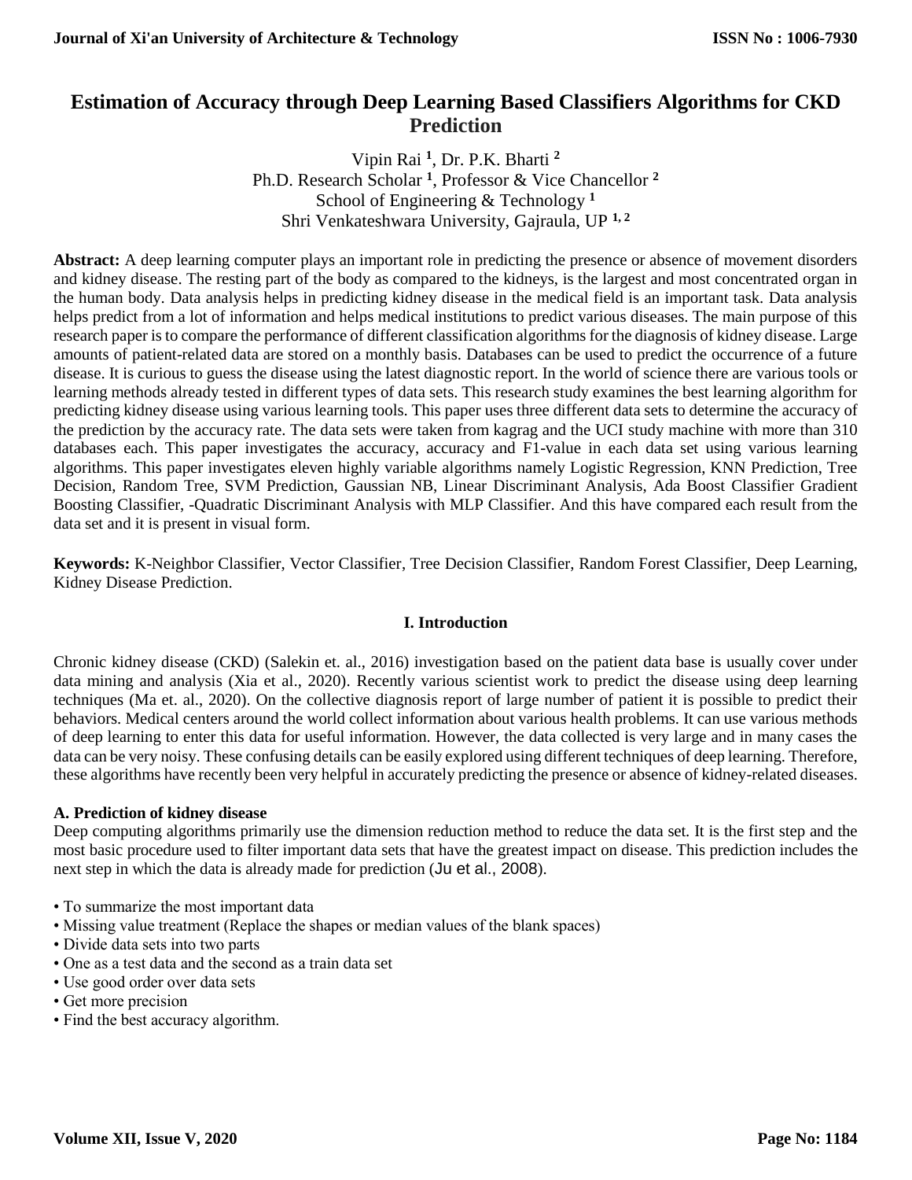# Estimation of Accuracy through Deep Learning Based Classifiers Algorithms for CKD Prediction

Vipin Rai [1], Dr. P.K. Bharti [2]
Ph.D. Research Scholar [1], Professor & Vice Chancellor [2]
School of Engineering & Technology [1]
Shri Venkateshwara University, Gajraula, UP [1, 2]

**Abstract:** A deep learning computer plays an important role in predicting the presence or absence of movement disorders and kidney disease. The resting part of the body as compared to the kidneys, is the largest and most concentrated organ in the human body. Data analysis helps in predicting kidney disease in the medical field is an important task. Data analysis helps predict from a lot of information and helps medical institutions to predict various diseases. The main purpose of this research paper is to compare the performance of different classification algorithms for the diagnosis of kidney disease. Large amounts of patient-related data are stored on a monthly basis. Databases can be used to predict the occurrence of a future disease. It is curious to guess the disease using the latest diagnostic report. In the world of science there are various tools or learning methods already tested in different types of data sets. This research study examines the best learning algorithm for predicting kidney disease using various learning tools. This paper uses three different data sets to determine the accuracy of the prediction by the accuracy rate. The data sets were taken from kagrag and the UCI study machine with more than 310 databases each. This paper investigates the accuracy, accuracy and F1-value in each data set using various learning algorithms. This paper investigates eleven highly variable algorithms namely Logistic Regression, KNN Prediction, Tree Decision, Random Tree, SVM Prediction, Gaussian NB, Linear Discriminant Analysis, Ada Boost Classifier Gradient Boosting Classifier, -Quadratic Discriminant Analysis with MLP Classifier. And this have compared each result from the data set and it is present in visual form.

**Keywords:** K-Neighbor Classifier, Vector Classifier, Tree Decision Classifier, Random Forest Classifier, Deep Learning, Kidney Disease Prediction.

## I. Introduction

Chronic kidney disease (CKD) (Salekin et. al., 2016) investigation based on the patient data base is usually cover under data mining and analysis (Xia et al., 2020). Recently various scientist work to predict the disease using deep learning techniques (Ma et. al., 2020). On the collective diagnosis report of large number of patient it is possible to predict their behaviors. Medical centers around the world collect information about various health problems. It can use various methods of deep learning to enter this data for useful information. However, the data collected is very large and in many cases the data can be very noisy. These confusing details can be easily explored using different techniques of deep learning. Therefore, these algorithms have recently been very helpful in accurately predicting the presence or absence of kidney-related diseases.

### A. Prediction of kidney disease

Deep computing algorithms primarily use the dimension reduction method to reduce the data set. It is the first step and the most basic procedure used to filter important data sets that have the greatest impact on disease. This prediction includes the next step in which the data is already made for prediction (Ju et al., 2008).

- To summarize the most important data
- Missing value treatment (Replace the shapes or median values of the blank spaces)
- Divide data sets into two parts
- One as a test data and the second as a train data set
- Use good order over data sets
- Get more precision
- Find the best accuracy algorithm.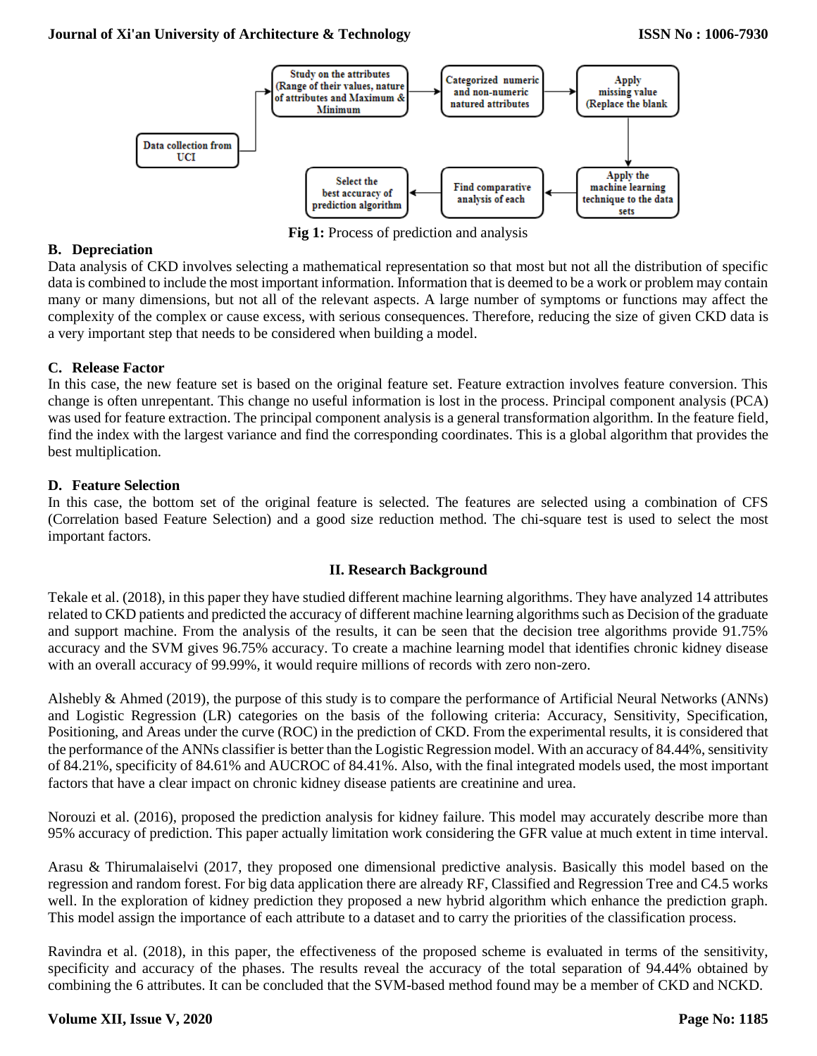Fig 1: Process of prediction and analysis

### B. Depreciation

Data analysis of CKD involves selecting a mathematical representation so that most but not all the distribution of specific data is combined to include the most important information. Information that is deemed to be a work or problem may contain many or many dimensions, but not all of the relevant aspects. A large number of symptoms or functions may affect the complexity of the complex or cause excess, with serious consequences. Therefore, reducing the size of given CKD data is a very important step that needs to be considered when building a model.

### C. Release Factor

In this case, the new feature set is based on the original feature set. Feature extraction involves feature conversion. This change is often unrepentant. This change no useful information is lost in the process. Principal component analysis (PCA) was used for feature extraction. The principal component analysis is a general transformation algorithm. In the feature field, find the index with the largest variance and find the corresponding coordinates. This is a global algorithm that provides the best multiplication.

### D. Feature Selection

In this case, the bottom set of the original feature is selected. The features are selected using a combination of CFS (Correlation based Feature Selection) and a good size reduction method. The chi-square test is used to select the most important factors.

## II. Research Background

Tekale et al. (2018), in this paper they have studied different machine learning algorithms. They have analyzed 14 attributes related to CKD patients and predicted the accuracy of different machine learning algorithms such as Decision of the graduate and support machine. From the analysis of the results, it can be seen that the decision tree algorithms provide 91.75% accuracy and the SVM gives 96.75% accuracy. To create a machine learning model that identifies chronic kidney disease with an overall accuracy of 99.99%, it would require millions of records with zero non-zero.

Alshebly & Ahmed (2019), the purpose of this study is to compare the performance of Artificial Neural Networks (ANNs) and Logistic Regression (LR) categories on the basis of the following criteria: Accuracy, Sensitivity, Specification, Positioning, and Areas under the curve (ROC) in the prediction of CKD. From the experimental results, it is considered that the performance of the ANNs classifier is better than the Logistic Regression model. With an accuracy of 84.44%, sensitivity of 84.21%, specificity of 84.61% and AUCROC of 84.41%. Also, with the final integrated models used, the most important factors that have a clear impact on chronic kidney disease patients are creatinine and urea.

Norouzi et al. (2016), proposed the prediction analysis for kidney failure. This model may accurately describe more than 95% accuracy of prediction. This paper actually limitation work considering the GFR value at much extent in time interval.

Arasu & Thirumalaiselvi (2017, they proposed one dimensional predictive analysis. Basically this model based on the regression and random forest. For big data application there are already RF, Classified and Regression Tree and C4.5 works well. In the exploration of kidney prediction they proposed a new hybrid algorithm which enhance the prediction graph. This model assign the importance of each attribute to a dataset and to carry the priorities of the classification process.

Ravindra et al. (2018), in this paper, the effectiveness of the proposed scheme is evaluated in terms of the sensitivity, specificity and accuracy of the phases. The results reveal the accuracy of the total separation of 94.44% obtained by combining the 6 attributes. It can be concluded that the SVM-based method found may be a member of CKD and NCKD.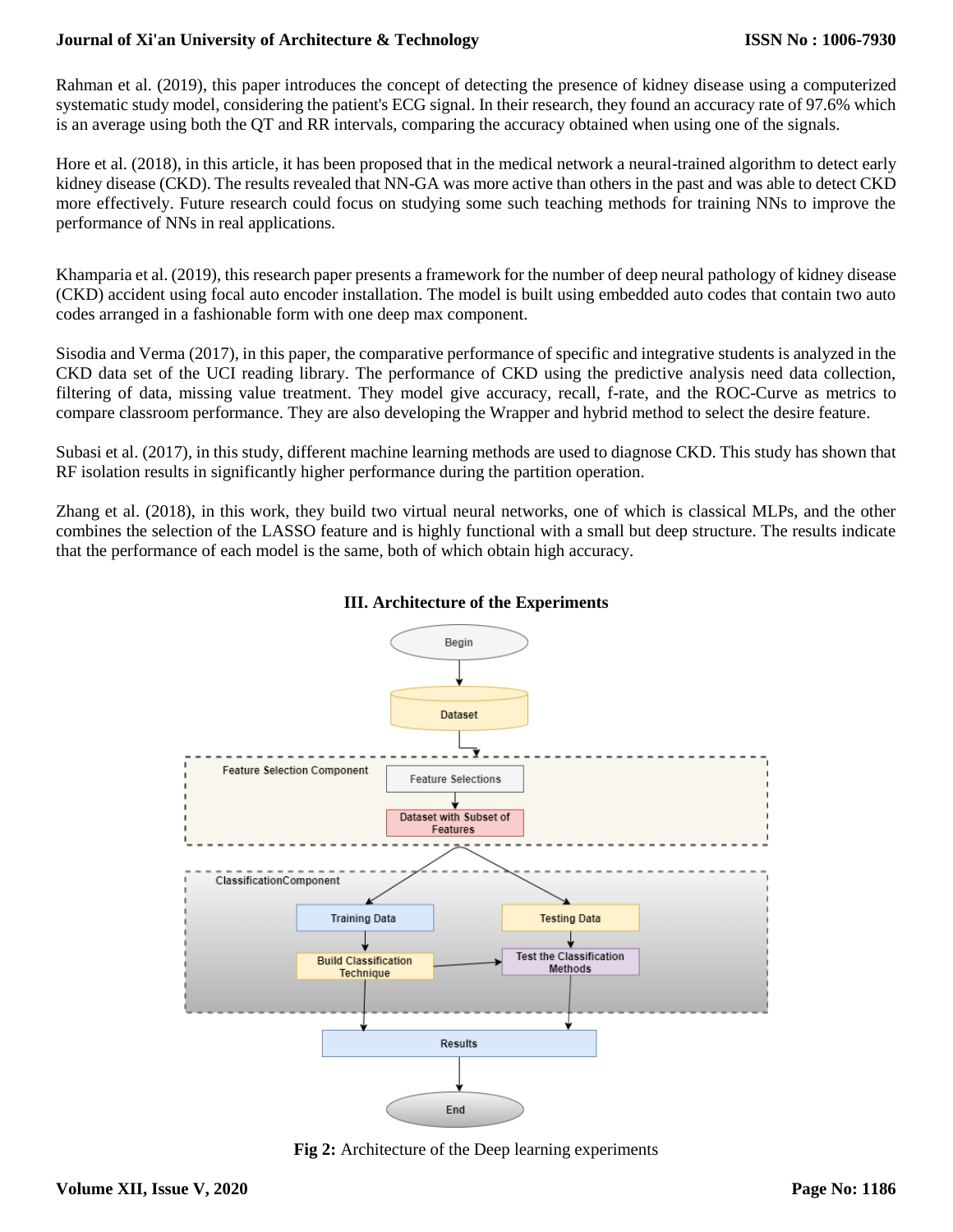Rahman et al. (2019), this paper introduces the concept of detecting the presence of kidney disease using a computerized systematic study model, considering the patient's ECG signal. In their research, they found an accuracy rate of 97.6% which is an average using both the QT and RR intervals, comparing the accuracy obtained when using one of the signals.

Hore et al. (2018), in this article, it has been proposed that in the medical network a neural-trained algorithm to detect early kidney disease (CKD). The results revealed that NN-GA was more active than others in the past and was able to detect CKD more effectively. Future research could focus on studying some such teaching methods for training NNs to improve the performance of NNs in real applications.

Khamparia et al. (2019), this research paper presents a framework for the number of deep neural pathology of kidney disease (CKD) accident using focal auto encoder installation. The model is built using embedded auto codes that contain two auto codes arranged in a fashionable form with one deep max component.

Sisodia and Verma (2017), in this paper, the comparative performance of specific and integrative students is analyzed in the CKD data set of the UCI reading library. The performance of CKD using the predictive analysis need data collection, filtering of data, missing value treatment. They model give accuracy, recall, f-rate, and the ROC-Curve as metrics to compare classroom performance. They are also developing the Wrapper and hybrid method to select the desire feature.

Subasi et al. (2017), in this study, different machine learning methods are used to diagnose CKD. This study has shown that RF isolation results in significantly higher performance during the partition operation.

Zhang et al. (2018), in this work, they build two virtual neural networks, one of which is classical MLPs, and the other combines the selection of the LASSO feature and is highly functional with a small but deep structure. The results indicate that the performance of each model is the same, both of which obtain high accuracy.

## III. Architecture of the Experiments

Begin

Dataset

Feature Selection Component

Feature Selections

Dataset with Subset of Features

ClassificationComponent

Training Data

Testing Data

Build Classification Technique

Test the Classification Methods

Results

End

**Fig 2:** Architecture of the Deep learning experiments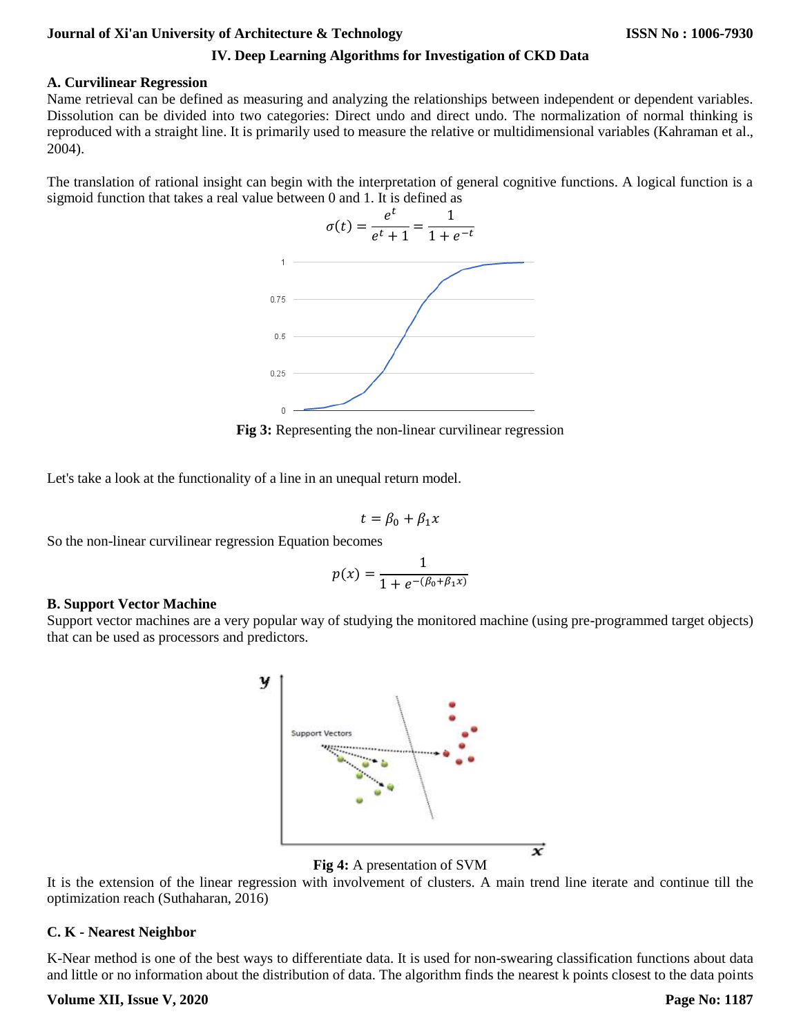## IV. Deep Learning Algorithms for Investigation of CKD Data

### A. Curvilinear Regression

Name retrieval can be defined as measuring and analyzing the relationships between independent or dependent variables. Dissolution can be divided into two categories: Direct undo and direct undo. The normalization of normal thinking is reproduced with a straight line. It is primarily used to measure the relative or multidimensional variables (Kahraman et al., 2004).

The translation of rational insight can begin with the interpretation of general cognitive functions. A logical function is a sigmoid function that takes a real value between 0 and 1. It is defined as

$$\sigma(t) = \frac{e^t}{e^t + 1} = \frac{1}{1 + e^{-t}}$$

1
0.75
0.5
0.25
0

**Fig 3:** Representing the non-linear curvilinear regression

Let's take a look at the functionality of a line in an unequal return model.

$$t = \beta_0 + \beta_1 x$$

So the non-linear curvilinear regression Equation becomes

$$p(x) = \frac{1}{1 + e^{-(\beta_0 + \beta_1 x)}}$$

### B. Support Vector Machine

Support vector machines are a very popular way of studying the monitored machine (using pre-programmed target objects) that can be used as processors and predictors.

y
Support Vectors
x

**Fig 4:** A presentation of SVM

It is the extension of the linear regression with involvement of clusters. A main trend line iterate and continue till the optimization reach (Suthaharan, 2016)

### C. K - Nearest Neighbor

K-Near method is one of the best ways to differentiate data. It is used for non-swearing classification functions about data and little or no information about the distribution of data. The algorithm finds the nearest k points closest to the data points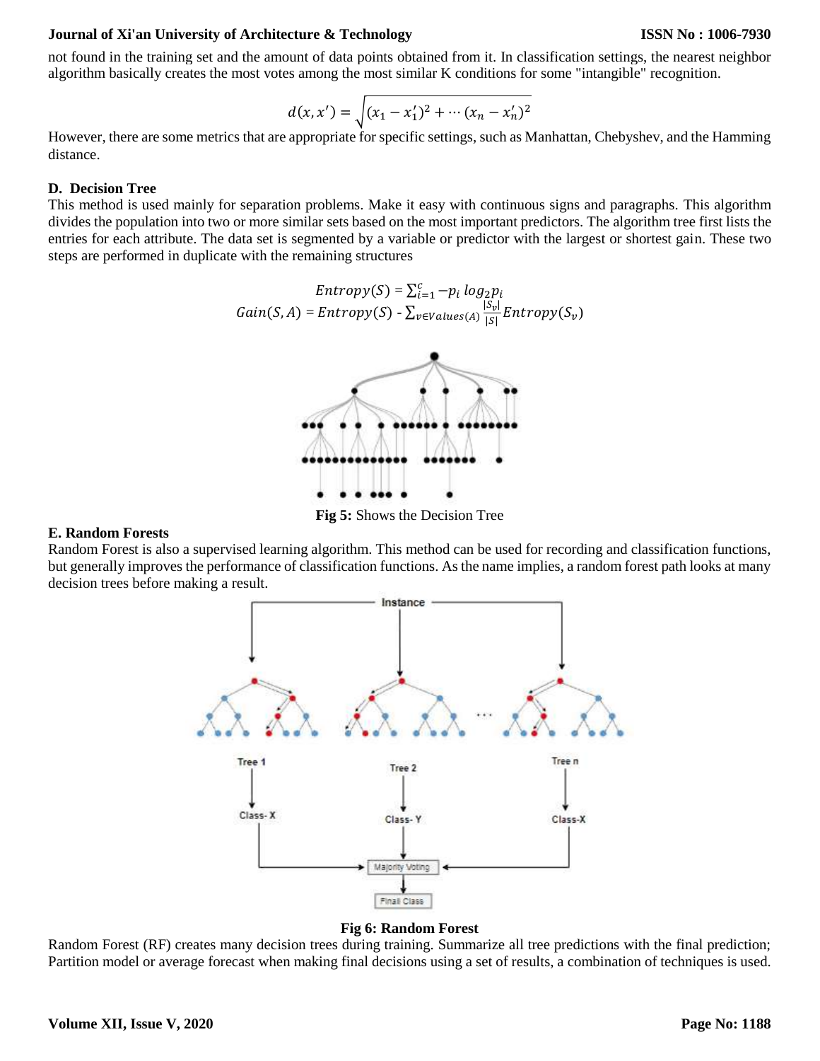not found in the training set and the amount of data points obtained from it. In classification settings, the nearest neighbor algorithm basically creates the most votes among the most similar K conditions for some "intangible" recognition.

$$d(x, x') = \sqrt{(x_1 - x_1')^2 + \cdots (x_n - x_n')^2}$$

However, there are some metrics that are appropriate for specific settings, such as Manhattan, Chebyshev, and the Hamming distance.

### D. Decision Tree

This method is used mainly for separation problems. Make it easy with continuous signs and paragraphs. This algorithm divides the population into two or more similar sets based on the most important predictors. The algorithm tree first lists the entries for each attribute. The data set is segmented by a variable or predictor with the largest or shortest gain. These two steps are performed in duplicate with the remaining structures

$$Entropy(S) = \sum_{i=1}^{c} -p_i \, log_2 p_i$$

$$Gain(S, A) = Entropy(S) \text{ - } \sum_{v \in Values(A)} \frac{|S_v|}{|S|} Entropy(S_v)$$

**Fig 5:** Shows the Decision Tree

### E. Random Forests

Random Forest is also a supervised learning algorithm. This method can be used for recording and classification functions, but generally improves the performance of classification functions. As the name implies, a random forest path looks at many decision trees before making a result.

Instance

Tree 1

Tree 2

Tree n

Class- X

Class- Y

Class-X

Majority Voting

Final Class

**Fig 6: Random Forest**

Random Forest (RF) creates many decision trees during training. Summarize all tree predictions with the final prediction; Partition model or average forecast when making final decisions using a set of results, a combination of techniques is used.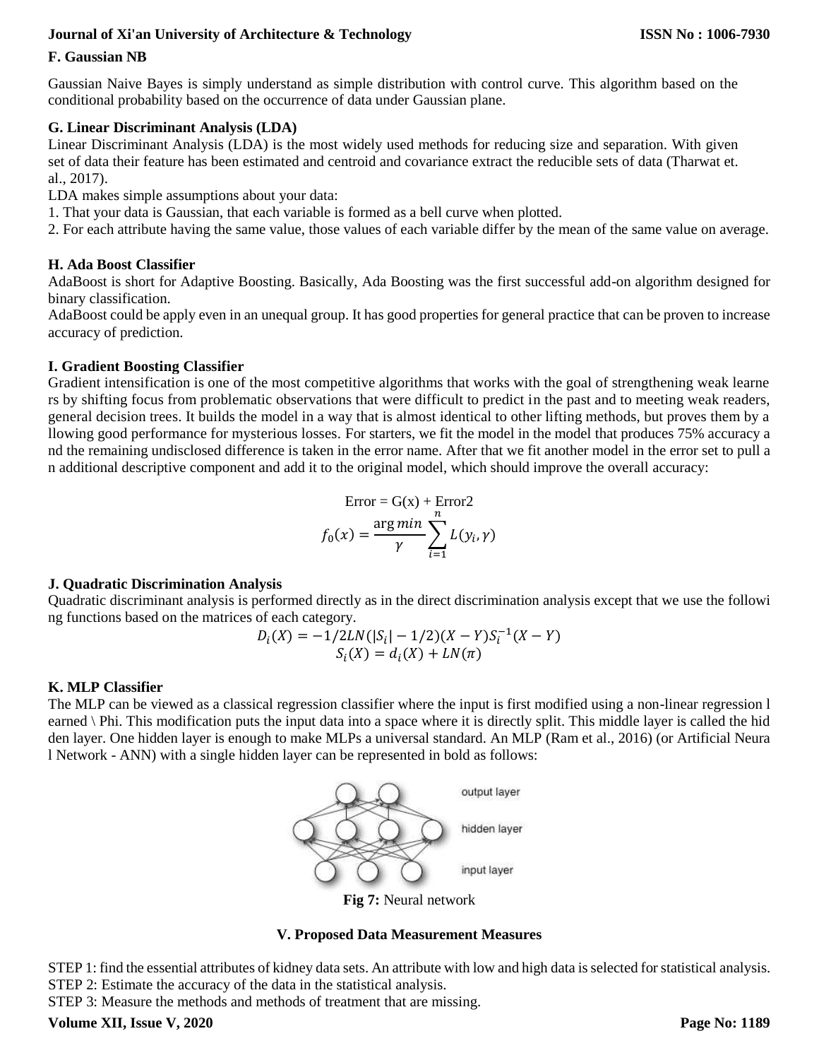### F. Gaussian NB

Gaussian Naive Bayes is simply understand as simple distribution with control curve. This algorithm based on the conditional probability based on the occurrence of data under Gaussian plane.

### G. Linear Discriminant Analysis (LDA)

Linear Discriminant Analysis (LDA) is the most widely used methods for reducing size and separation. With given set of data their feature has been estimated and centroid and covariance extract the reducible sets of data (Tharwat et. al., 2017).

LDA makes simple assumptions about your data:

1. That your data is Gaussian, that each variable is formed as a bell curve when plotted.
2. For each attribute having the same value, those values of each variable differ by the mean of the same value on average.

### H. Ada Boost Classifier

AdaBoost is short for Adaptive Boosting. Basically, Ada Boosting was the first successful add-on algorithm designed for binary classification.

AdaBoost could be apply even in an unequal group. It has good properties for general practice that can be proven to increase accuracy of prediction.

### I. Gradient Boosting Classifier

Gradient intensification is one of the most competitive algorithms that works with the goal of strengthening weak learners by shifting focus from problematic observations that were difficult to predict in the past and to meeting weak readers, general decision trees. It builds the model in a way that is almost identical to other lifting methods, but proves them by allowing good performance for mysterious losses. For starters, we fit the model in the model that produces 75% accuracy and the remaining undisclosed difference is taken in the error name. After that we fit another model in the error set to pull an additional descriptive component and add it to the original model, which should improve the overall accuracy:

$$\text{Error} = G(x) + \text{Error2}$$

$$f_0(x) = \frac{\arg min}{\gamma} \sum_{i=1}^{n} L(y_i, \gamma)$$

### J. Quadratic Discrimination Analysis

Quadratic discriminant analysis is performed directly as in the direct discrimination analysis except that we use the following functions based on the matrices of each category.

$$D_i(X) = -1/2LN(|S_i| - 1/2)(X - Y)S_i^{-1}(X - Y)$$

$$S_i(X) = d_i(X) + LN(\pi)$$

### K. MLP Classifier

The MLP can be viewed as a classical regression classifier where the input is first modified using a non-linear regression learned \ Phi. This modification puts the input data into a space where it is directly split. This middle layer is called the hidden layer. One hidden layer is enough to make MLPs a universal standard. An MLP (Ram et al., 2016) (or Artificial Neural Network - ANN) with a single hidden layer can be represented in bold as follows:

**Fig 7:** Neural network

## V. Proposed Data Measurement Measures

STEP 1: find the essential attributes of kidney data sets. An attribute with low and high data is selected for statistical analysis.

STEP 2: Estimate the accuracy of the data in the statistical analysis.

STEP 3: Measure the methods and methods of treatment that are missing.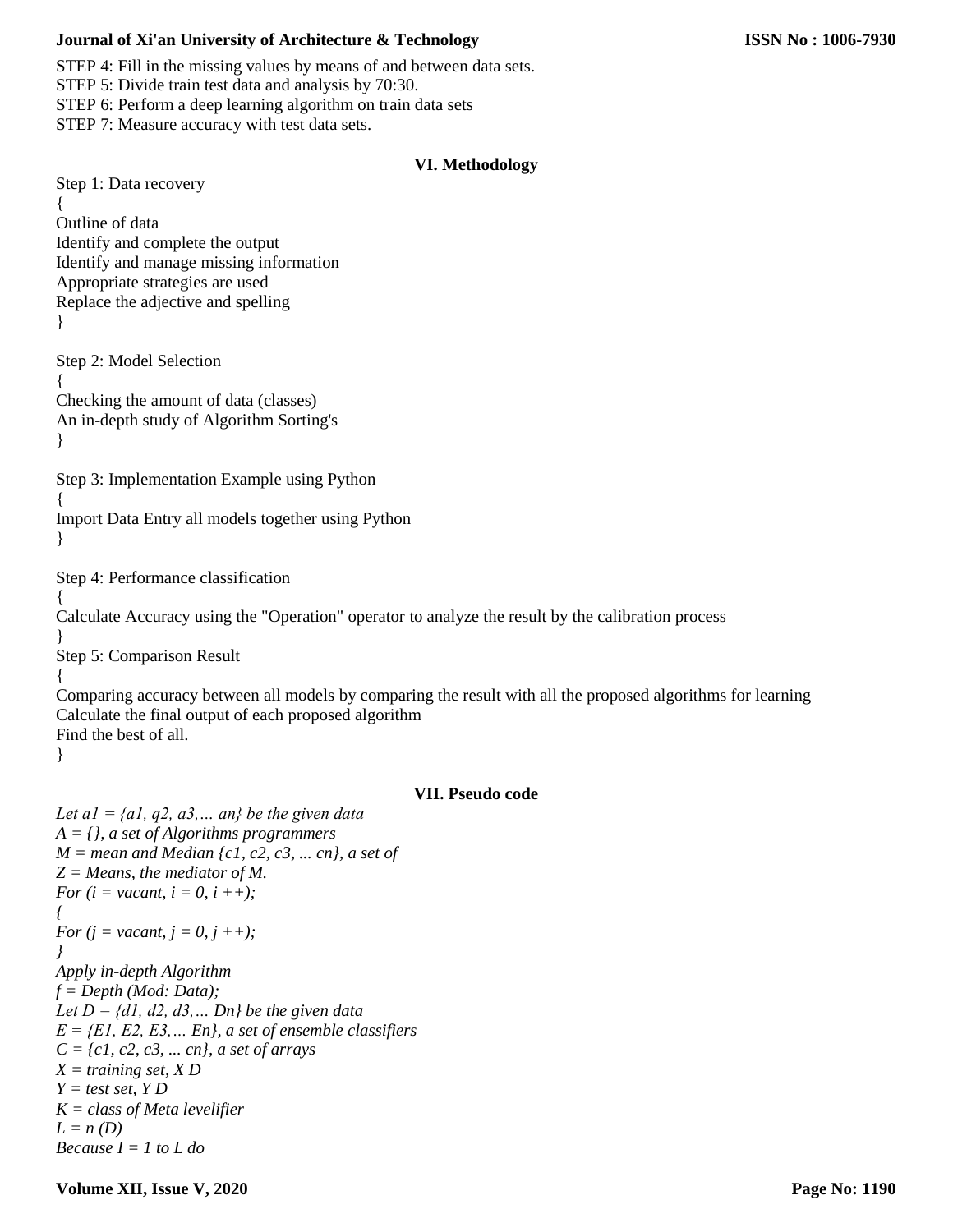STEP 4: Fill in the missing values by means of and between data sets.
STEP 5: Divide train test data and analysis by 70:30.
STEP 6: Perform a deep learning algorithm on train data sets
STEP 7: Measure accuracy with test data sets.

## VI. Methodology

Step 1: Data recovery
{
Outline of data
Identify and complete the output
Identify and manage missing information
Appropriate strategies are used
Replace the adjective and spelling
}

Step 2: Model Selection
{
Checking the amount of data (classes)
An in-depth study of Algorithm Sorting's
}

Step 3: Implementation Example using Python
{
Import Data Entry all models together using Python
}

Step 4: Performance classification
{
Calculate Accuracy using the "Operation" operator to analyze the result by the calibration process
}
Step 5: Comparison Result
{
Comparing accuracy between all models by comparing the result with all the proposed algorithms for learning
Calculate the final output of each proposed algorithm
Find the best of all.
}

## VII. Pseudo code

*Let a1 = {a1, q2, a3,… an} be the given data*
*A = {}, a set of Algorithms programmers*
*M = mean and Median {c1, c2, c3, ... cn}, a set of*
*Z = Means, the mediator of M.*
*For (i = vacant, i = 0, i ++);*
*{*
*For (j = vacant, j = 0, j ++);*
*}*
*Apply in-depth Algorithm*
*f = Depth (Mod: Data);*
*Let D = {d1, d2, d3,… Dn} be the given data*
*E = {E1, E2, E3,… En}, a set of ensemble classifiers*
*C = {c1, c2, c3, ... cn}, a set of arrays*
*X = training set, X D*
*Y = test set, Y D*
*K = class of Meta levelifier*
*L = n (D)*
*Because I = 1 to L do*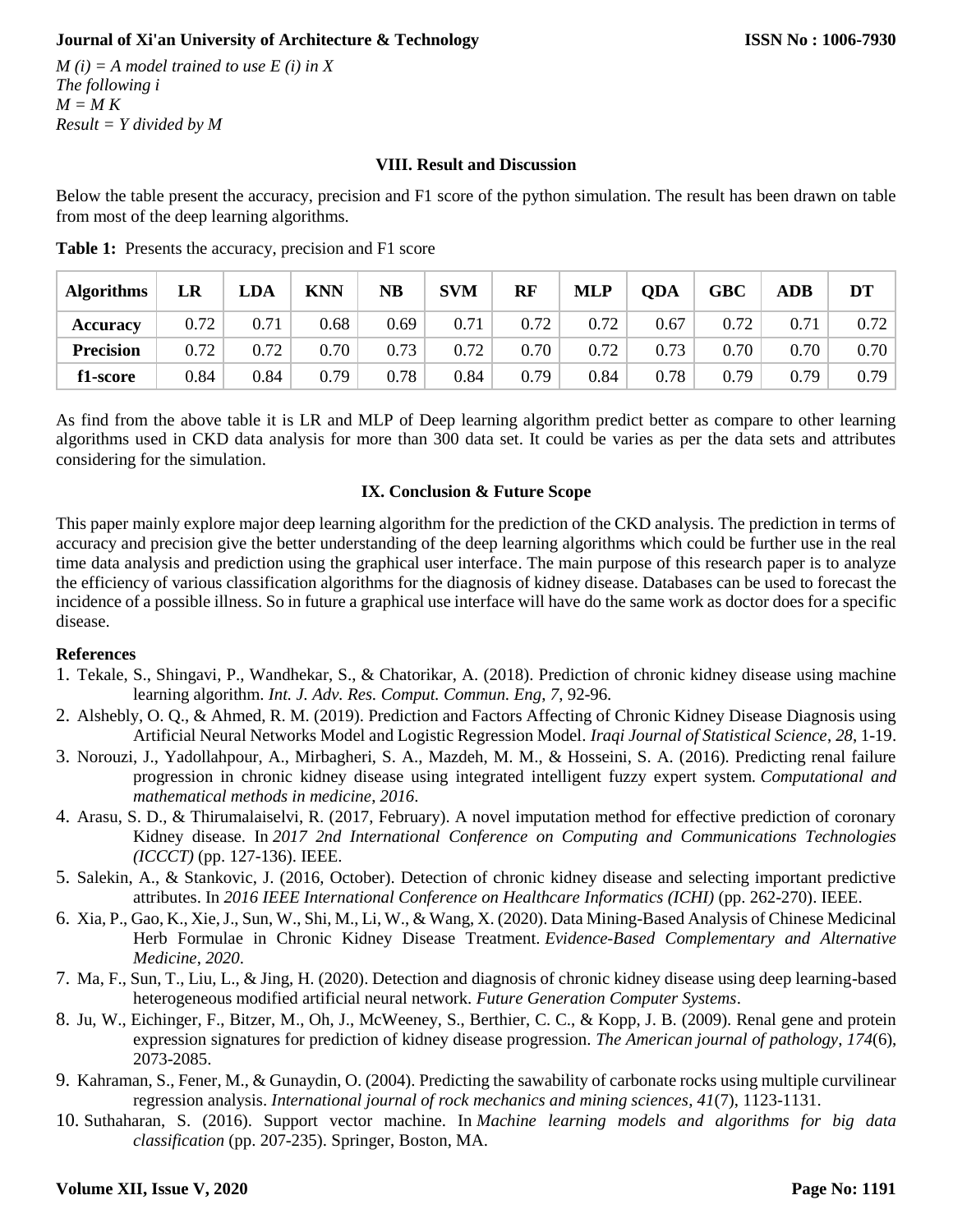*M (i) = A model trained to use E (i) in X*
*The following i*
*M = M K*
*Result = Y divided by M*

## VIII. Result and Discussion

Below the table present the accuracy, precision and F1 score of the python simulation. The result has been drawn on table from most of the deep learning algorithms.

**Table 1:** Presents the accuracy, precision and F1 score

| Algorithms | LR | LDA | KNN | NB | SVM | RF | MLP | QDA | GBC | ADB | DT |
|---|---|---|---|---|---|---|---|---|---|---|---|
| **Accuracy** | 0.72 | 0.71 | 0.68 | 0.69 | 0.71 | 0.72 | 0.72 | 0.67 | 0.72 | 0.71 | 0.72 |
| **Precision** | 0.72 | 0.72 | 0.70 | 0.73 | 0.72 | 0.70 | 0.72 | 0.73 | 0.70 | 0.70 | 0.70 |
| **f1-score** | 0.84 | 0.84 | 0.79 | 0.78 | 0.84 | 0.79 | 0.84 | 0.78 | 0.79 | 0.79 | 0.79 |

As find from the above table it is LR and MLP of Deep learning algorithm predict better as compare to other learning algorithms used in CKD data analysis for more than 300 data set. It could be varies as per the data sets and attributes considering for the simulation.

## IX. Conclusion & Future Scope

This paper mainly explore major deep learning algorithm for the prediction of the CKD analysis. The prediction in terms of accuracy and precision give the better understanding of the deep learning algorithms which could be further use in the real time data analysis and prediction using the graphical user interface. The main purpose of this research paper is to analyze the efficiency of various classification algorithms for the diagnosis of kidney disease. Databases can be used to forecast the incidence of a possible illness. So in future a graphical use interface will have do the same work as doctor does for a specific disease.

### References

1. Tekale, S., Shingavi, P., Wandhekar, S., & Chatorikar, A. (2018). Prediction of chronic kidney disease using machine learning algorithm. *Int. J. Adv. Res. Comput. Commun. Eng*, *7*, 92-96.
2. Alshebly, O. Q., & Ahmed, R. M. (2019). Prediction and Factors Affecting of Chronic Kidney Disease Diagnosis using Artificial Neural Networks Model and Logistic Regression Model. *Iraqi Journal of Statistical Science*, *28*, 1-19.
3. Norouzi, J., Yadollahpour, A., Mirbagheri, S. A., Mazdeh, M. M., & Hosseini, S. A. (2016). Predicting renal failure progression in chronic kidney disease using integrated intelligent fuzzy expert system. *Computational and mathematical methods in medicine*, *2016*.
4. Arasu, S. D., & Thirumalaiselvi, R. (2017, February). A novel imputation method for effective prediction of coronary Kidney disease. In *2017 2nd International Conference on Computing and Communications Technologies (ICCCT)* (pp. 127-136). IEEE.
5. Salekin, A., & Stankovic, J. (2016, October). Detection of chronic kidney disease and selecting important predictive attributes. In *2016 IEEE International Conference on Healthcare Informatics (ICHI)* (pp. 262-270). IEEE.
6. Xia, P., Gao, K., Xie, J., Sun, W., Shi, M., Li, W., & Wang, X. (2020). Data Mining-Based Analysis of Chinese Medicinal Herb Formulae in Chronic Kidney Disease Treatment. *Evidence-Based Complementary and Alternative Medicine*, *2020*.
7. Ma, F., Sun, T., Liu, L., & Jing, H. (2020). Detection and diagnosis of chronic kidney disease using deep learning-based heterogeneous modified artificial neural network. *Future Generation Computer Systems*.
8. Ju, W., Eichinger, F., Bitzer, M., Oh, J., McWeeney, S., Berthier, C. C., & Kopp, J. B. (2009). Renal gene and protein expression signatures for prediction of kidney disease progression. *The American journal of pathology*, *174*(6), 2073-2085.
9. Kahraman, S., Fener, M., & Gunaydin, O. (2004). Predicting the sawability of carbonate rocks using multiple curvilinear regression analysis. *International journal of rock mechanics and mining sciences*, *41*(7), 1123-1131.
10. Suthaharan, S. (2016). Support vector machine. In *Machine learning models and algorithms for big data classification* (pp. 207-235). Springer, Boston, MA.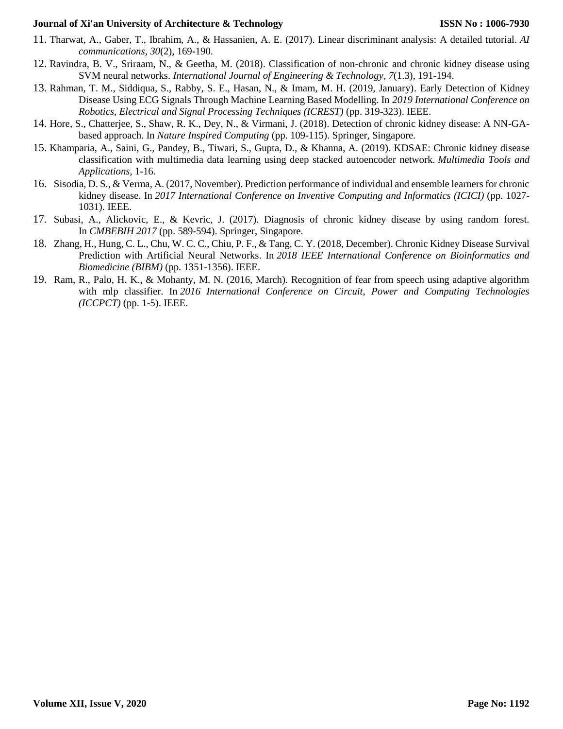11. Tharwat, A., Gaber, T., Ibrahim, A., & Hassanien, A. E. (2017). Linear discriminant analysis: A detailed tutorial. *AI communications*, *30*(2), 169-190.
12. Ravindra, B. V., Sriraam, N., & Geetha, M. (2018). Classification of non-chronic and chronic kidney disease using SVM neural networks. *International Journal of Engineering & Technology*, *7*(1.3), 191-194.
13. Rahman, T. M., Siddiqua, S., Rabby, S. E., Hasan, N., & Imam, M. H. (2019, January). Early Detection of Kidney Disease Using ECG Signals Through Machine Learning Based Modelling. In *2019 International Conference on Robotics, Electrical and Signal Processing Techniques (ICREST)* (pp. 319-323). IEEE.
14. Hore, S., Chatterjee, S., Shaw, R. K., Dey, N., & Virmani, J. (2018). Detection of chronic kidney disease: A NN-GA-based approach. In *Nature Inspired Computing* (pp. 109-115). Springer, Singapore.
15. Khamparia, A., Saini, G., Pandey, B., Tiwari, S., Gupta, D., & Khanna, A. (2019). KDSAE: Chronic kidney disease classification with multimedia data learning using deep stacked autoencoder network. *Multimedia Tools and Applications*, 1-16.
16. Sisodia, D. S., & Verma, A. (2017, November). Prediction performance of individual and ensemble learners for chronic kidney disease. In *2017 International Conference on Inventive Computing and Informatics (ICICI)* (pp. 1027-1031). IEEE.
17. Subasi, A., Alickovic, E., & Kevric, J. (2017). Diagnosis of chronic kidney disease by using random forest. In *CMBEBIH 2017* (pp. 589-594). Springer, Singapore.
18. Zhang, H., Hung, C. L., Chu, W. C. C., Chiu, P. F., & Tang, C. Y. (2018, December). Chronic Kidney Disease Survival Prediction with Artificial Neural Networks. In *2018 IEEE International Conference on Bioinformatics and Biomedicine (BIBM)* (pp. 1351-1356). IEEE.
19. Ram, R., Palo, H. K., & Mohanty, M. N. (2016, March). Recognition of fear from speech using adaptive algorithm with mlp classifier. In *2016 International Conference on Circuit, Power and Computing Technologies (ICCPCT)* (pp. 1-5). IEEE.